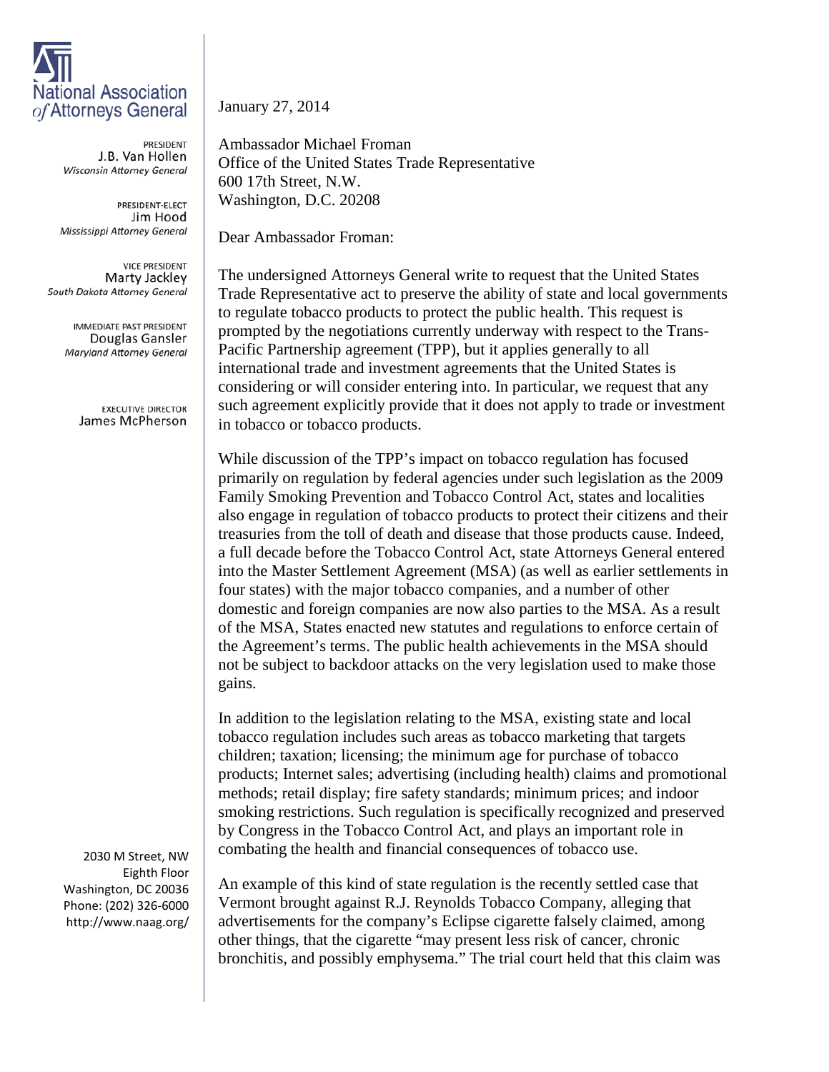**National Association of Attorneys General**

PRESIDENT
J.B. Van Hollen
*Wisconsin Attorney General*

PRESIDENT-ELECT
Jim Hood
*Mississippi Attorney General*

VICE PRESIDENT
Marty Jackley
*South Dakota Attorney General*

IMMEDIATE PAST PRESIDENT
Douglas Gansler
*Maryland Attorney General*

EXECUTIVE DIRECTOR
James McPherson

2030 M Street, NW
Eighth Floor
Washington, DC 20036
Phone: (202) 326-6000
http://www.naag.org/

January 27, 2014

Ambassador Michael Froman
Office of the United States Trade Representative
600 17th Street, N.W.
Washington, D.C. 20208

Dear Ambassador Froman:

The undersigned Attorneys General write to request that the United States Trade Representative act to preserve the ability of state and local governments to regulate tobacco products to protect the public health. This request is prompted by the negotiations currently underway with respect to the Trans-Pacific Partnership agreement (TPP), but it applies generally to all international trade and investment agreements that the United States is considering or will consider entering into. In particular, we request that any such agreement explicitly provide that it does not apply to trade or investment in tobacco or tobacco products.

While discussion of the TPP's impact on tobacco regulation has focused primarily on regulation by federal agencies under such legislation as the 2009 Family Smoking Prevention and Tobacco Control Act, states and localities also engage in regulation of tobacco products to protect their citizens and their treasuries from the toll of death and disease that those products cause. Indeed, a full decade before the Tobacco Control Act, state Attorneys General entered into the Master Settlement Agreement (MSA) (as well as earlier settlements in four states) with the major tobacco companies, and a number of other domestic and foreign companies are now also parties to the MSA. As a result of the MSA, States enacted new statutes and regulations to enforce certain of the Agreement's terms. The public health achievements in the MSA should not be subject to backdoor attacks on the very legislation used to make those gains.

In addition to the legislation relating to the MSA, existing state and local tobacco regulation includes such areas as tobacco marketing that targets children; taxation; licensing; the minimum age for purchase of tobacco products; Internet sales; advertising (including health) claims and promotional methods; retail display; fire safety standards; minimum prices; and indoor smoking restrictions. Such regulation is specifically recognized and preserved by Congress in the Tobacco Control Act, and plays an important role in combating the health and financial consequences of tobacco use.

An example of this kind of state regulation is the recently settled case that Vermont brought against R.J. Reynolds Tobacco Company, alleging that advertisements for the company's Eclipse cigarette falsely claimed, among other things, that the cigarette "may present less risk of cancer, chronic bronchitis, and possibly emphysema." The trial court held that this claim was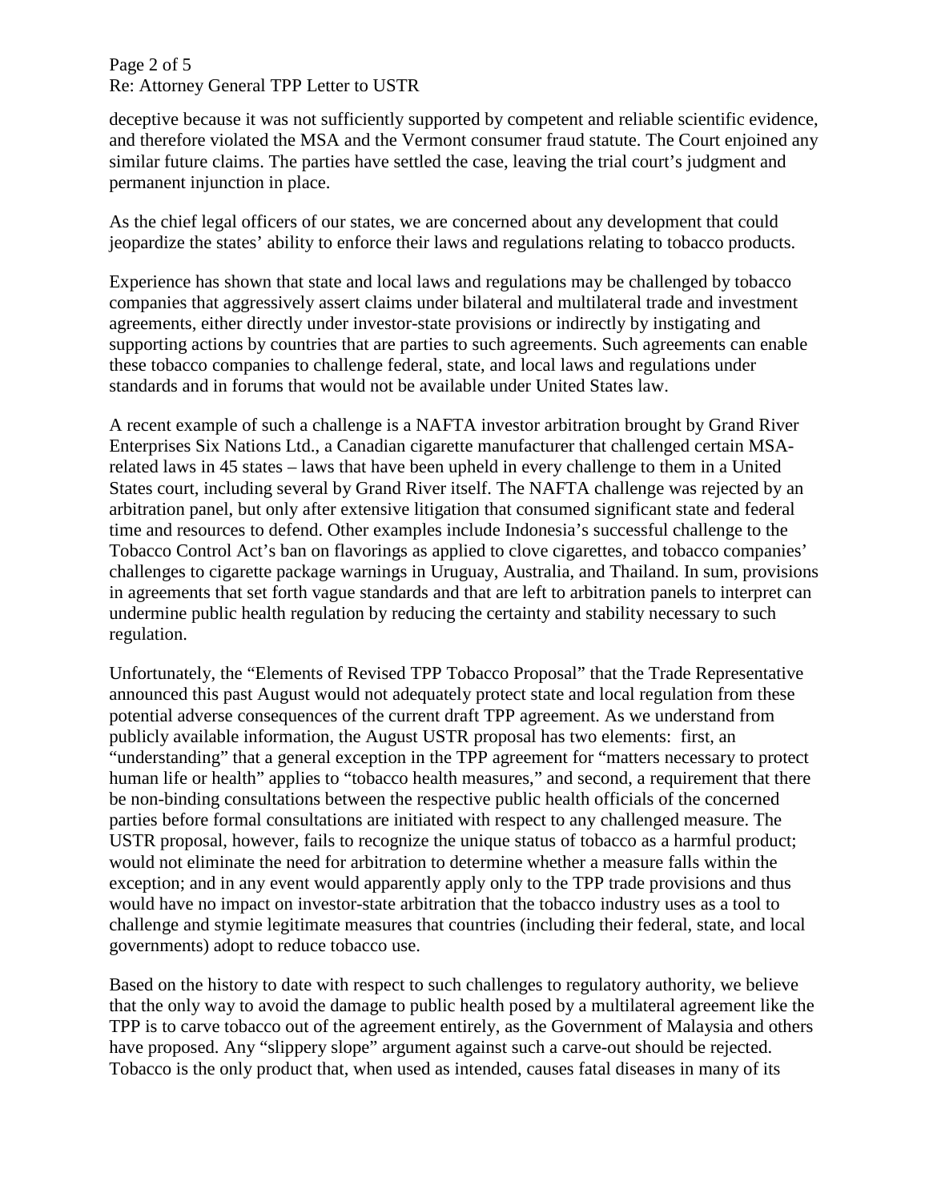deceptive because it was not sufficiently supported by competent and reliable scientific evidence, and therefore violated the MSA and the Vermont consumer fraud statute. The Court enjoined any similar future claims. The parties have settled the case, leaving the trial court's judgment and permanent injunction in place.

As the chief legal officers of our states, we are concerned about any development that could jeopardize the states' ability to enforce their laws and regulations relating to tobacco products.

Experience has shown that state and local laws and regulations may be challenged by tobacco companies that aggressively assert claims under bilateral and multilateral trade and investment agreements, either directly under investor-state provisions or indirectly by instigating and supporting actions by countries that are parties to such agreements. Such agreements can enable these tobacco companies to challenge federal, state, and local laws and regulations under standards and in forums that would not be available under United States law.

A recent example of such a challenge is a NAFTA investor arbitration brought by Grand River Enterprises Six Nations Ltd., a Canadian cigarette manufacturer that challenged certain MSA-related laws in 45 states – laws that have been upheld in every challenge to them in a United States court, including several by Grand River itself. The NAFTA challenge was rejected by an arbitration panel, but only after extensive litigation that consumed significant state and federal time and resources to defend. Other examples include Indonesia's successful challenge to the Tobacco Control Act's ban on flavorings as applied to clove cigarettes, and tobacco companies' challenges to cigarette package warnings in Uruguay, Australia, and Thailand. In sum, provisions in agreements that set forth vague standards and that are left to arbitration panels to interpret can undermine public health regulation by reducing the certainty and stability necessary to such regulation.

Unfortunately, the "Elements of Revised TPP Tobacco Proposal" that the Trade Representative announced this past August would not adequately protect state and local regulation from these potential adverse consequences of the current draft TPP agreement. As we understand from publicly available information, the August USTR proposal has two elements: first, an "understanding" that a general exception in the TPP agreement for "matters necessary to protect human life or health" applies to "tobacco health measures," and second, a requirement that there be non-binding consultations between the respective public health officials of the concerned parties before formal consultations are initiated with respect to any challenged measure. The USTR proposal, however, fails to recognize the unique status of tobacco as a harmful product; would not eliminate the need for arbitration to determine whether a measure falls within the exception; and in any event would apparently apply only to the TPP trade provisions and thus would have no impact on investor-state arbitration that the tobacco industry uses as a tool to challenge and stymie legitimate measures that countries (including their federal, state, and local governments) adopt to reduce tobacco use.

Based on the history to date with respect to such challenges to regulatory authority, we believe that the only way to avoid the damage to public health posed by a multilateral agreement like the TPP is to carve tobacco out of the agreement entirely, as the Government of Malaysia and others have proposed. Any "slippery slope" argument against such a carve-out should be rejected. Tobacco is the only product that, when used as intended, causes fatal diseases in many of its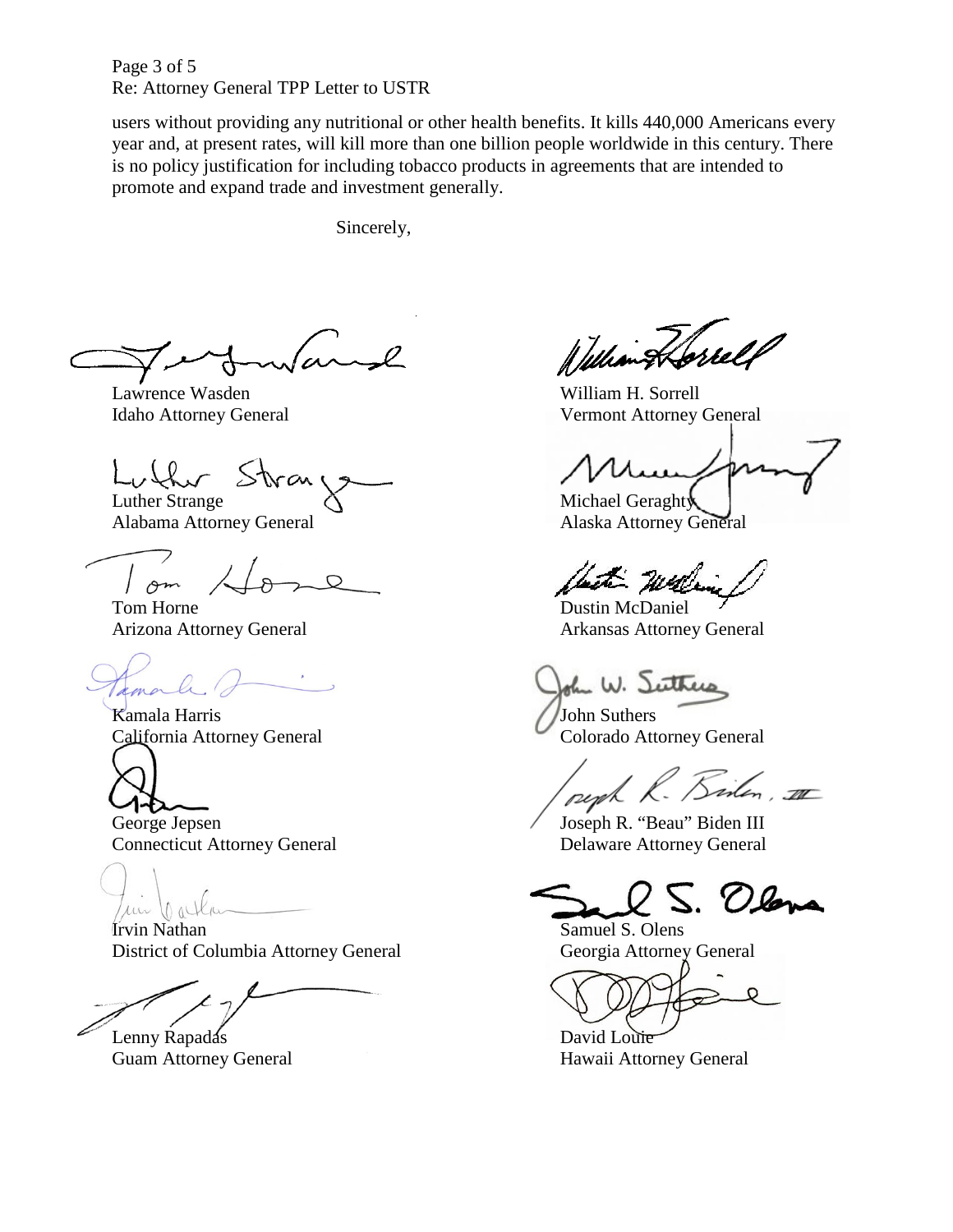users without providing any nutritional or other health benefits. It kills 440,000 Americans every year and, at present rates, will kill more than one billion people worldwide in this century. There is no policy justification for including tobacco products in agreements that are intended to promote and expand trade and investment generally.

Sincerely,

Lawrence Wasden
Idaho Attorney General

William H. Sorrell
Vermont Attorney General

Luther Strange
Alabama Attorney General

Michael Geraghty
Alaska Attorney General

Tom Horne
Arizona Attorney General

Dustin McDaniel
Arkansas Attorney General

Kamala Harris
California Attorney General

John Suthers
Colorado Attorney General

George Jepsen
Connecticut Attorney General

Joseph R. "Beau" Biden III
Delaware Attorney General

Irvin Nathan
District of Columbia Attorney General

Samuel S. Olens
Georgia Attorney General

Lenny Rapadas
Guam Attorney General

David Louie
Hawaii Attorney General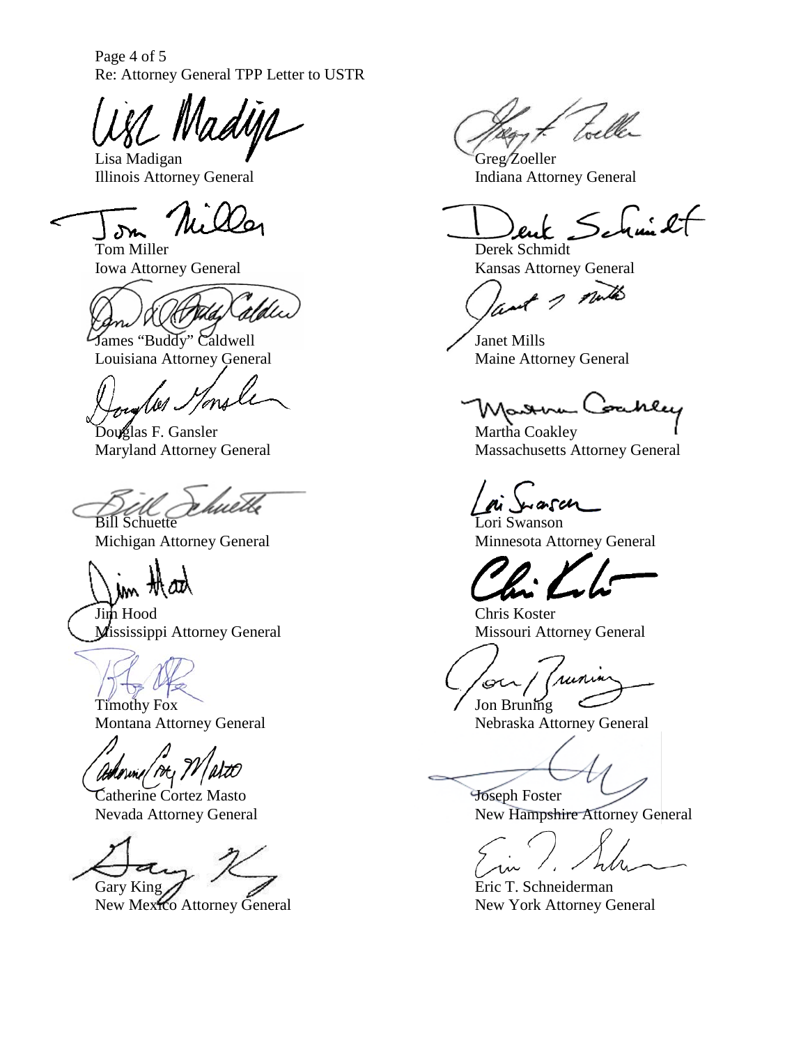Lisa Madigan
Illinois Attorney General

Greg Zoeller
Indiana Attorney General

Tom Miller
Iowa Attorney General

Derek Schmidt
Kansas Attorney General

James "Buddy" Caldwell
Louisiana Attorney General

Janet Mills
Maine Attorney General

Douglas F. Gansler
Maryland Attorney General

Martha Coakley
Massachusetts Attorney General

Bill Schuette
Michigan Attorney General

Lori Swanson
Minnesota Attorney General

Jim Hood
Mississippi Attorney General

Chris Koster
Missouri Attorney General

Timothy Fox
Montana Attorney General

Jon Bruning
Nebraska Attorney General

Catherine Cortez Masto
Nevada Attorney General

Joseph Foster
New Hampshire Attorney General

Gary King
New Mexico Attorney General

Eric T. Schneiderman
New York Attorney General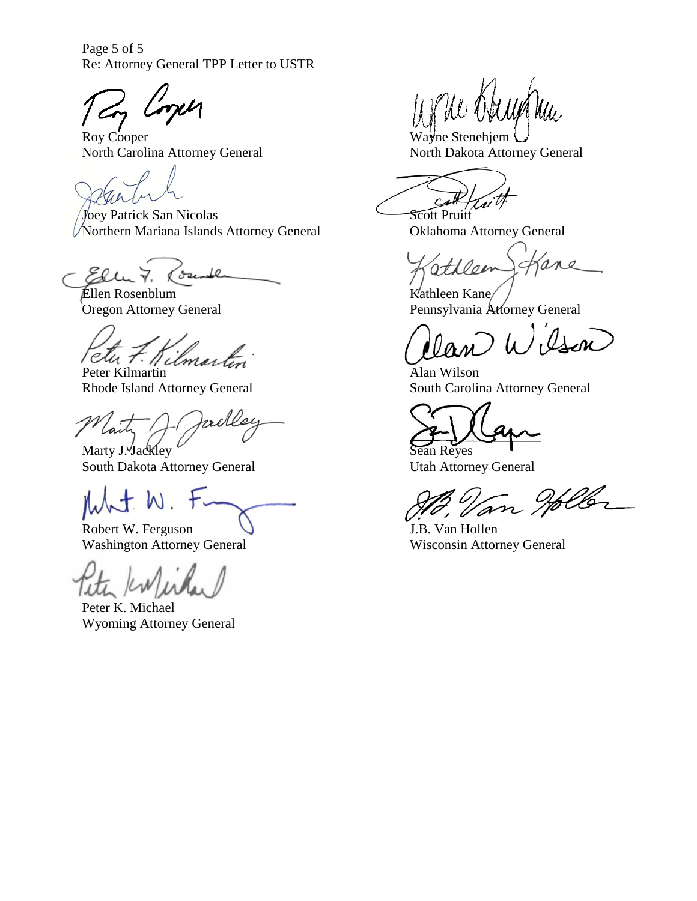Roy Cooper
North Carolina Attorney General

Wayne Stenehjem
North Dakota Attorney General

Joey Patrick San Nicolas
Northern Mariana Islands Attorney General

Scott Pruitt
Oklahoma Attorney General

Ellen Rosenblum
Oregon Attorney General

Kathleen Kane
Pennsylvania Attorney General

Peter Kilmartin
Rhode Island Attorney General

Alan Wilson
South Carolina Attorney General

Marty J. Jackley
South Dakota Attorney General

Sean Reyes
Utah Attorney General

Robert W. Ferguson
Washington Attorney General

J.B. Van Hollen
Wisconsin Attorney General

Peter K. Michael
Wyoming Attorney General